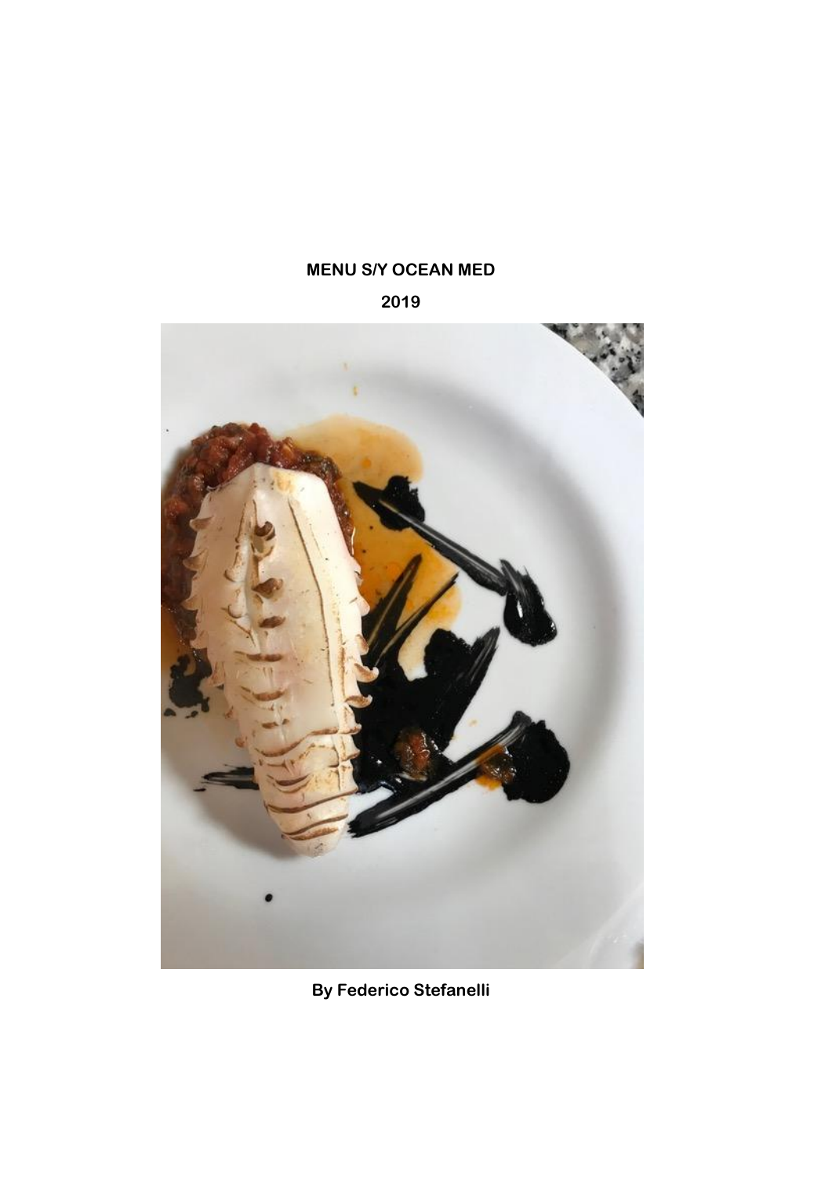**MENU S/Y OCEAN MED**

**2019**

**By Federico Stefanelli**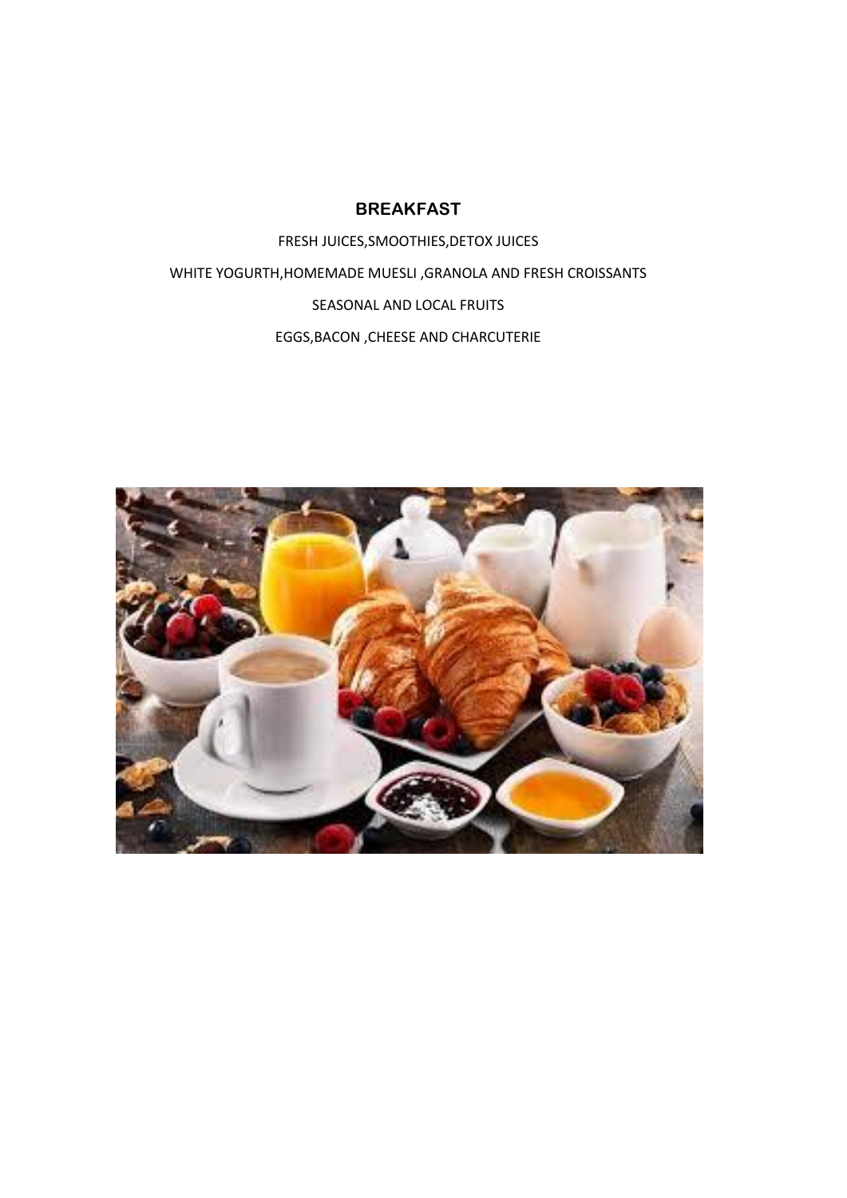## BREAKFAST

FRESH JUICES,SMOOTHIES,DETOX JUICES

WHITE YOGURTH,HOMEMADE MUESLI ,GRANOLA AND FRESH CROISSANTS

SEASONAL AND LOCAL FRUITS

EGGS,BACON ,CHEESE AND CHARCUTERIE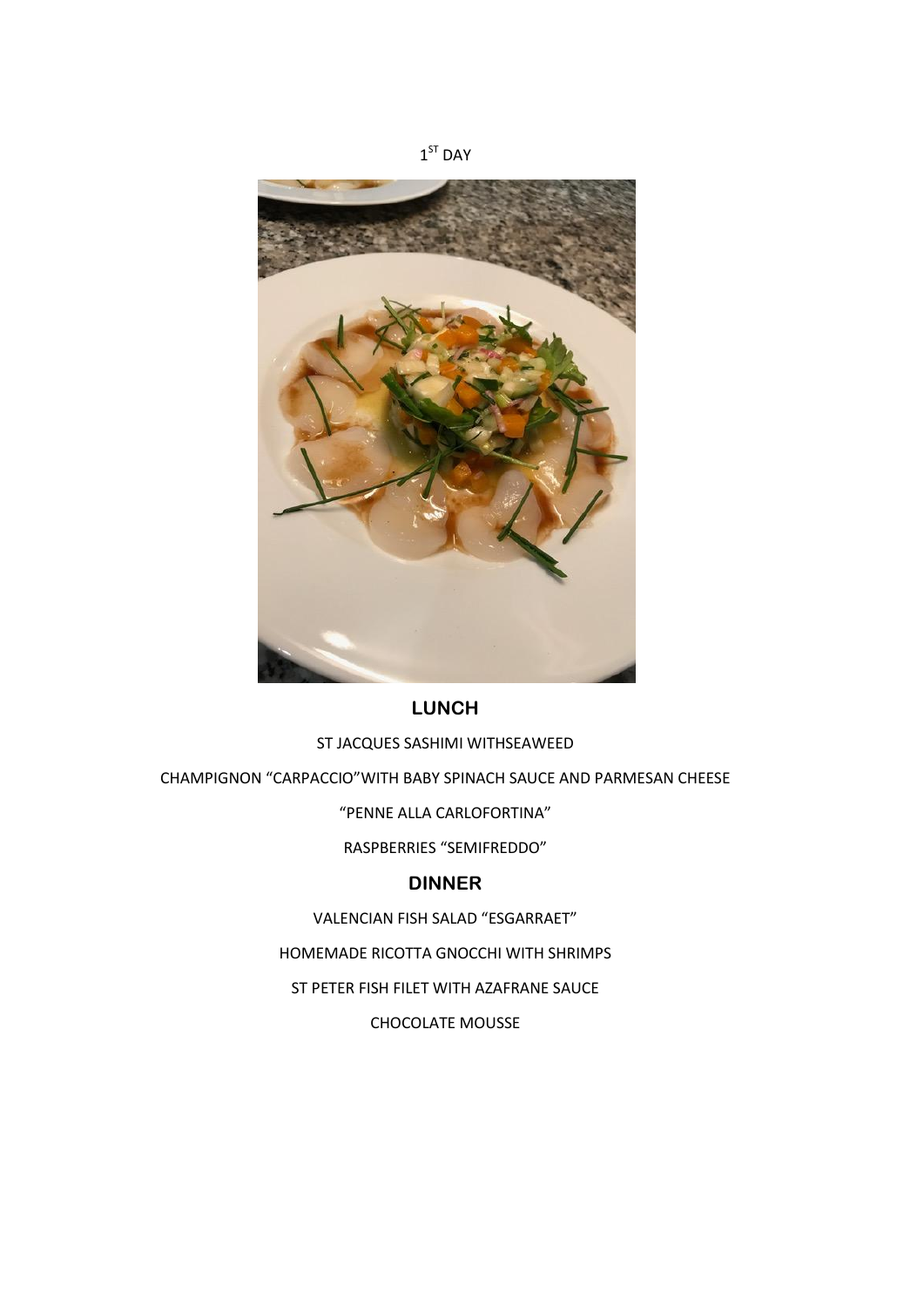1ST DAY

## LUNCH

ST JACQUES SASHIMI WITHSEAWEED

CHAMPIGNON "CARPACCIO"WITH BABY SPINACH SAUCE AND PARMESAN CHEESE

"PENNE ALLA CARLOFORTINA"

RASPBERRIES "SEMIFREDDO"

## DINNER

VALENCIAN FISH SALAD "ESGARRAET"

HOMEMADE RICOTTA GNOCCHI WITH SHRIMPS

ST PETER FISH FILET WITH AZAFRANE SAUCE

CHOCOLATE MOUSSE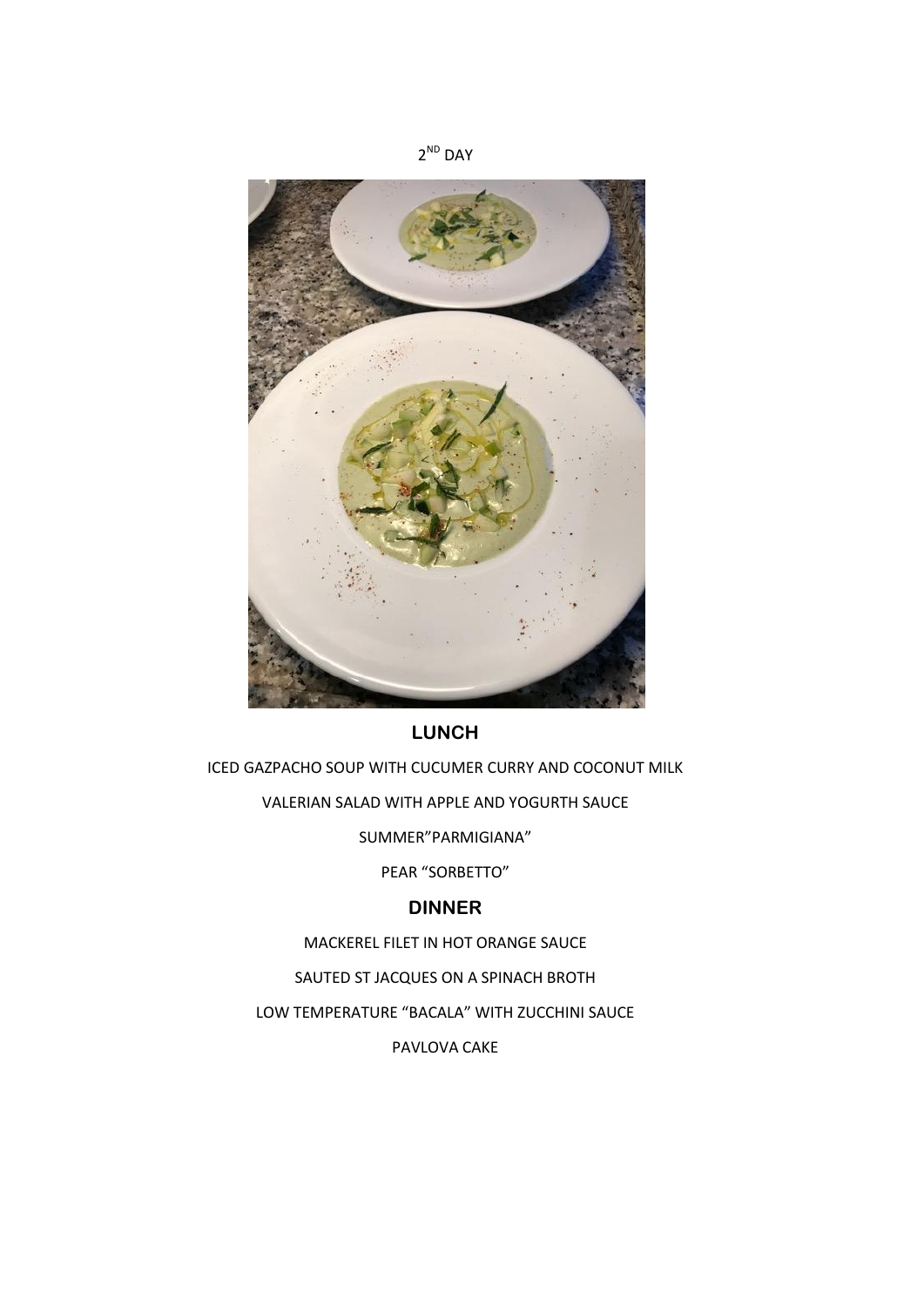2ND DAY

## LUNCH

ICED GAZPACHO SOUP WITH CUCUMER CURRY AND COCONUT MILK

VALERIAN SALAD WITH APPLE AND YOGURTH SAUCE

SUMMER"PARMIGIANA"

PEAR "SORBETTO"

## DINNER

MACKEREL FILET IN HOT ORANGE SAUCE

SAUTED ST JACQUES ON A SPINACH BROTH

LOW TEMPERATURE "BACALA" WITH ZUCCHINI SAUCE

PAVLOVA CAKE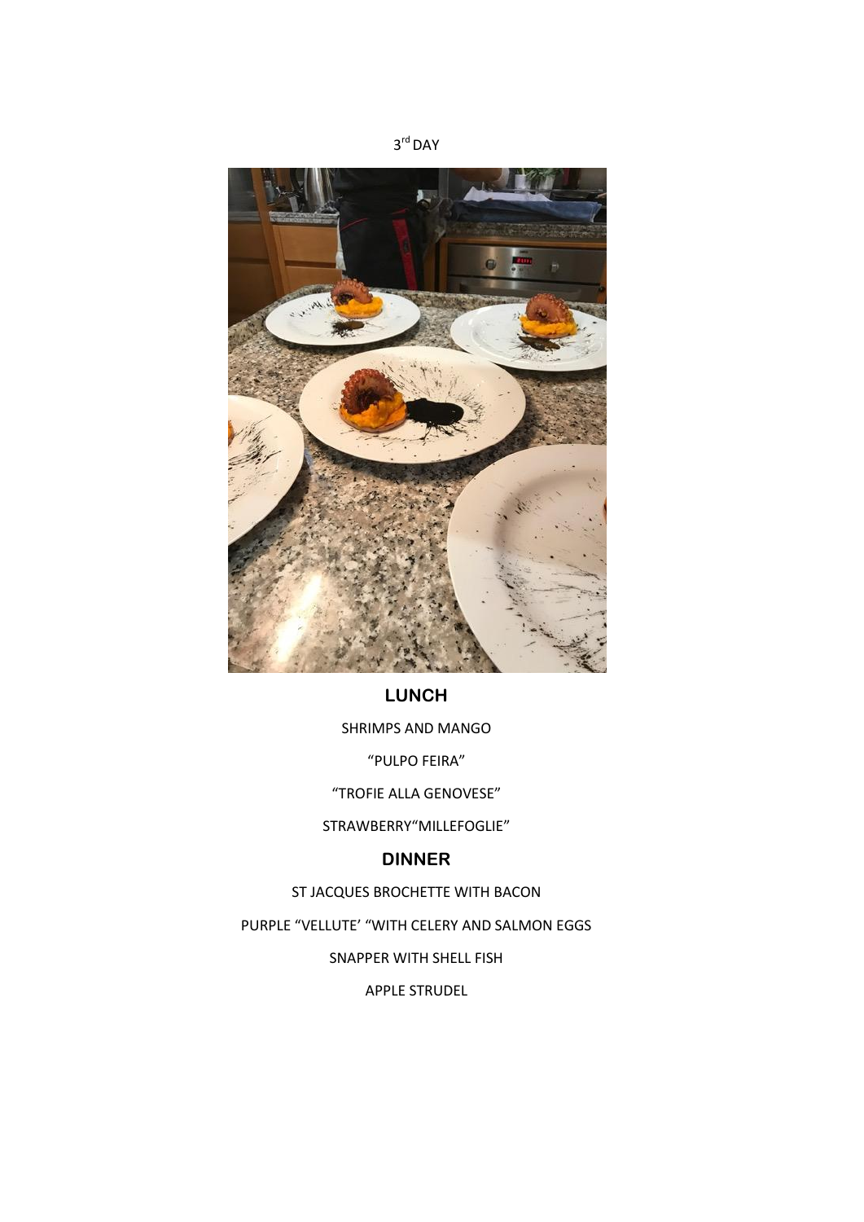3[rd] DAY

## LUNCH

SHRIMPS AND MANGO

“PULPO FEIRA”

“TROFIE ALLA GENOVESE”

STRAWBERRY“MILLEFOGLIE”

## DINNER

ST JACQUES BROCHETTE WITH BACON

PURPLE “VELLUTE’ “WITH CELERY AND SALMON EGGS

SNAPPER WITH SHELL FISH

APPLE STRUDEL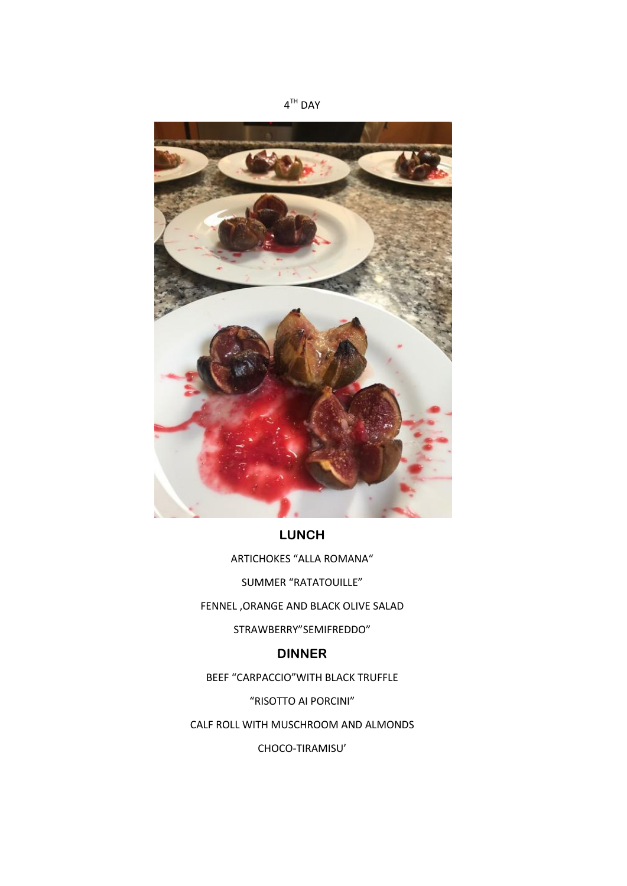4[TH] DAY

## LUNCH

ARTICHOKES “ALLA ROMANA“

SUMMER “RATATOUILLE”

FENNEL ,ORANGE AND BLACK OLIVE SALAD

STRAWBERRY”SEMIFREDDO”

## DINNER

BEEF “CARPACCIO”WITH BLACK TRUFFLE

“RISOTTO AI PORCINI”

CALF ROLL WITH MUSCHROOM AND ALMONDS

CHOCO-TIRAMISU’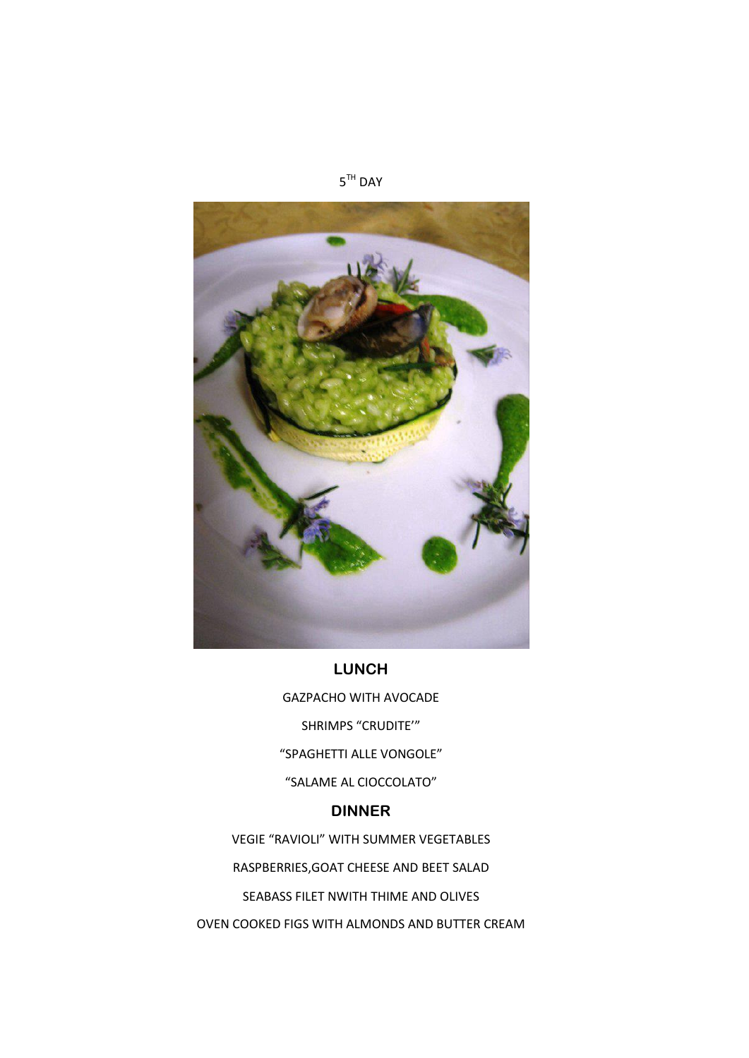5TH DAY

## LUNCH

GAZPACHO WITH AVOCADE

SHRIMPS "CRUDITE'"

"SPAGHETTI ALLE VONGOLE"

"SALAME AL CIOCCOLATO"

## DINNER

VEGIE "RAVIOLI" WITH SUMMER VEGETABLES

RASPBERRIES,GOAT CHEESE AND BEET SALAD

SEABASS FILET NWITH THIME AND OLIVES

OVEN COOKED FIGS WITH ALMONDS AND BUTTER CREAM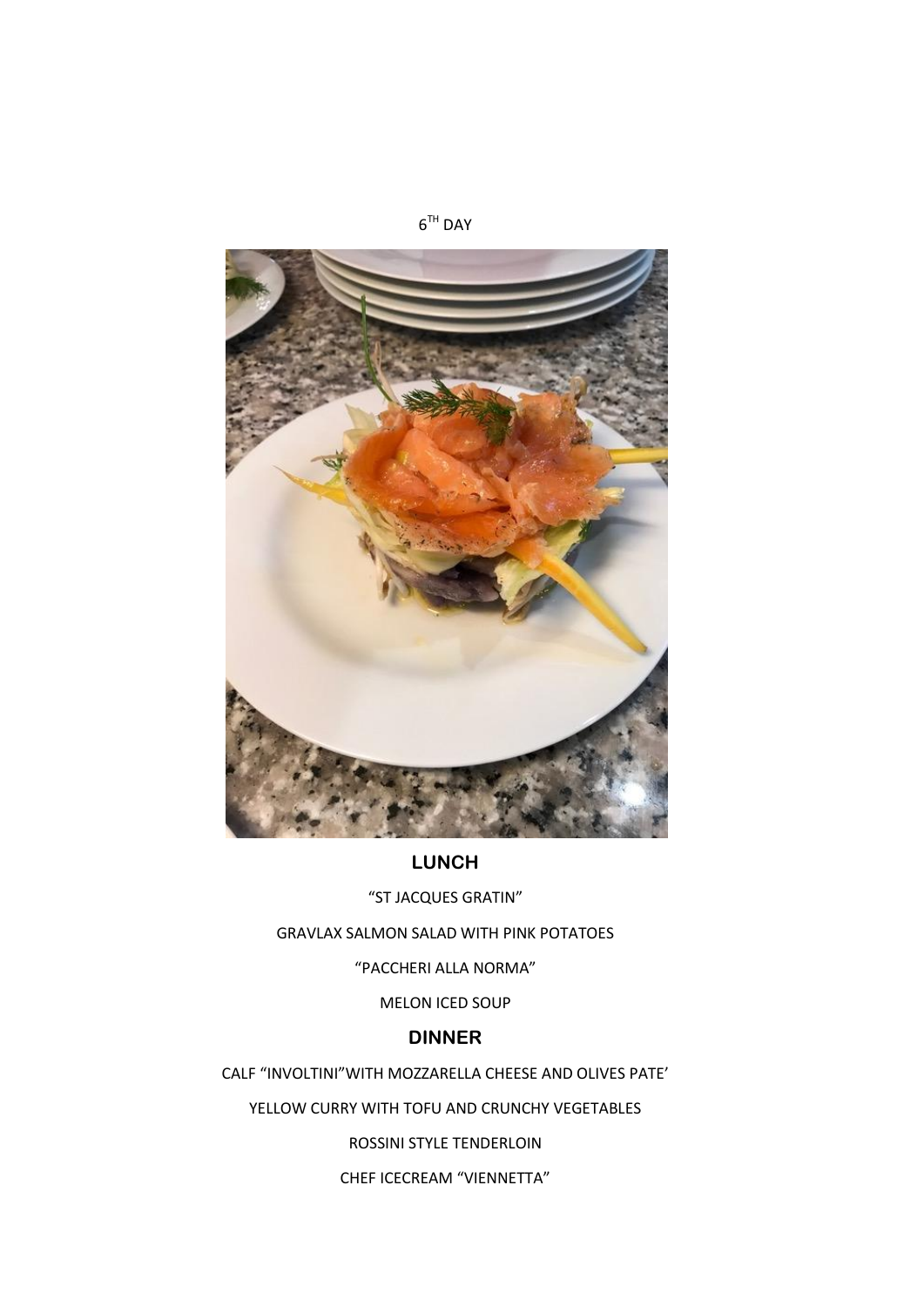6[TH] DAY

## LUNCH

"ST JACQUES GRATIN"

GRAVLAX SALMON SALAD WITH PINK POTATOES

"PACCHERI ALLA NORMA"

MELON ICED SOUP

## DINNER

CALF "INVOLTINI"WITH MOZZARELLA CHEESE AND OLIVES PATE'

YELLOW CURRY WITH TOFU AND CRUNCHY VEGETABLES

ROSSINI STYLE TENDERLOIN

CHEF ICECREAM "VIENNETTA"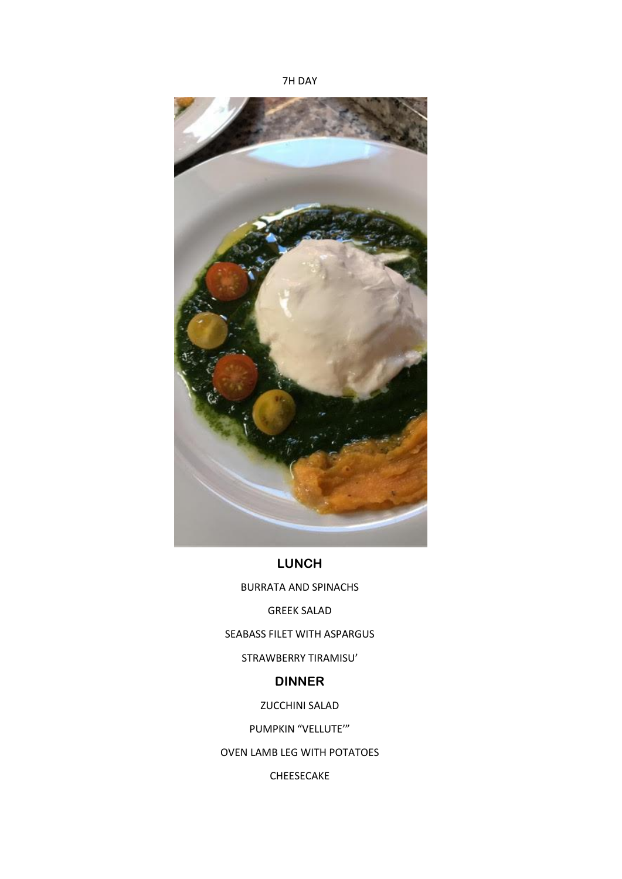7H DAY

## LUNCH

BURRATA AND SPINACHS

GREEK SALAD

SEABASS FILET WITH ASPARGUS

STRAWBERRY TIRAMISU'

## DINNER

ZUCCHINI SALAD

PUMPKIN "VELLUTE'"

OVEN LAMB LEG WITH POTATOES

CHEESECAKE